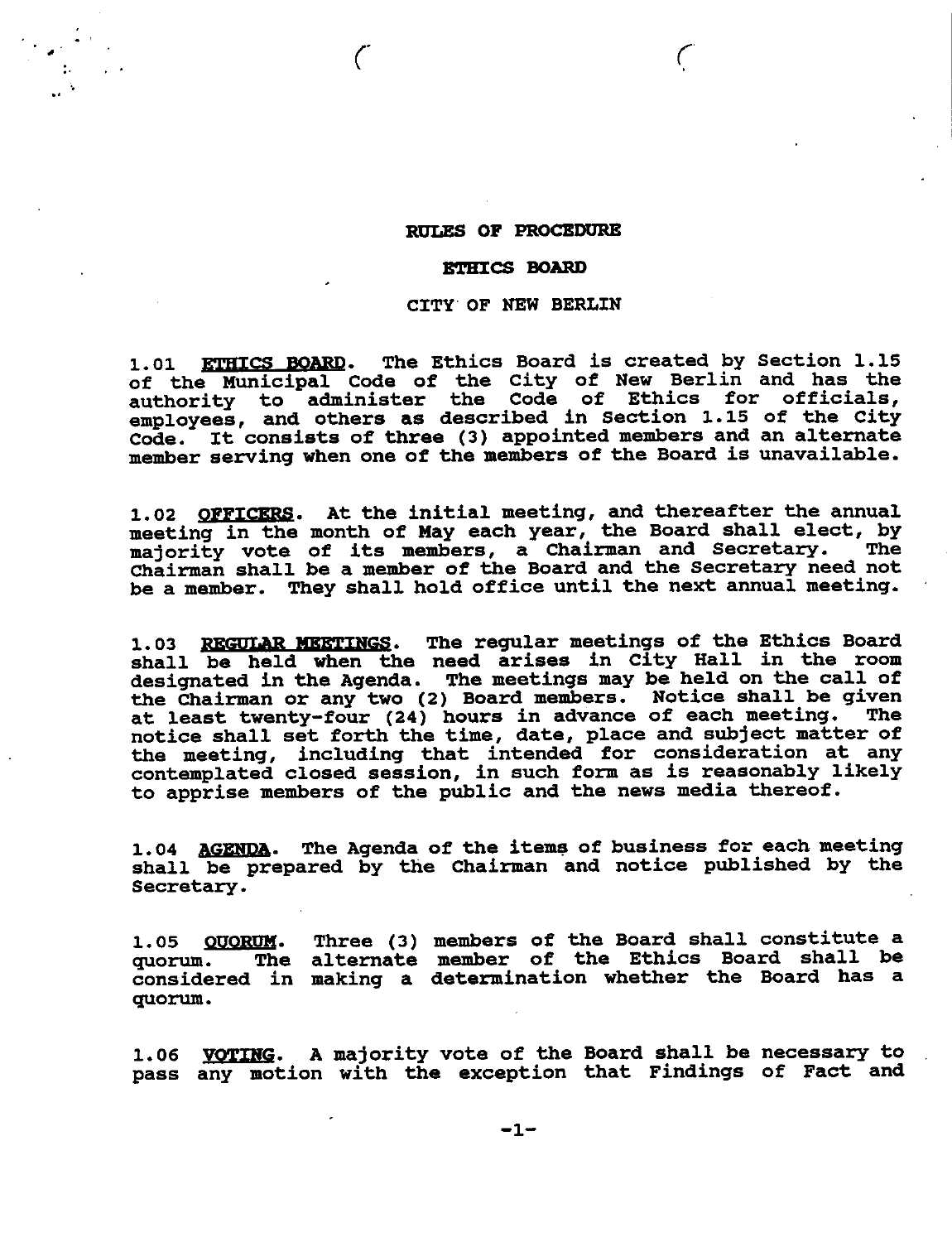# RULES OF PROCEDURE

# ETHICS BOARD

# CITY OF NEW BERLIN

1.01 ETHICS BOARD. The Ethics Board is created by Section 1.15 of the Municipal Code of the City of New Berlin and has the authority to administer the Code of Ethics for officials, employees, and others as described in Section 1.15 of the City Code. It consists of three (3) appointed members and an alternate member serving when one of the members of the Board is unavailable.

1.02 OFFICERS. At the initial meeting, and thereafter the annual meeting in the month of May each year, the Board shall elect, by majority vote of its members, a Chairman and Secretary. The Chairman shall be a member of the Board and the Secretary need not be a member. They shall hold office until the next annual meeting.

1.03 REGULAR MEETINGS. The regular meetings of the Ethics Board shall be held when the need arises in City Hall in the room designated in the Agenda. The meetings may be held on the call of the Chairman or any two (2) Board members. Notice shall be given at least twenty-four (24) hours in advance of each meeting. The notice shall set forth the time, date, place and subject matter of the meeting, including that intended for consideration at any contemplated closed session, in such form as is reasonably likely to apprise members of the public and the news media thereof.

1.04 AGENDA. The Agenda of the items of business for each meeting shall be prepared by the Chairman and notice published by the Secretary.

1.05 QUORUM. Three (3) members of the Board shall constitute a quorum. The alternate member of the Ethics Board shall be considered in making a determination whether the Board has a quorum.

1.06 VOTING. A majority vote of the Board shall be necessary to pass any motion with the exception that Findings of Fact and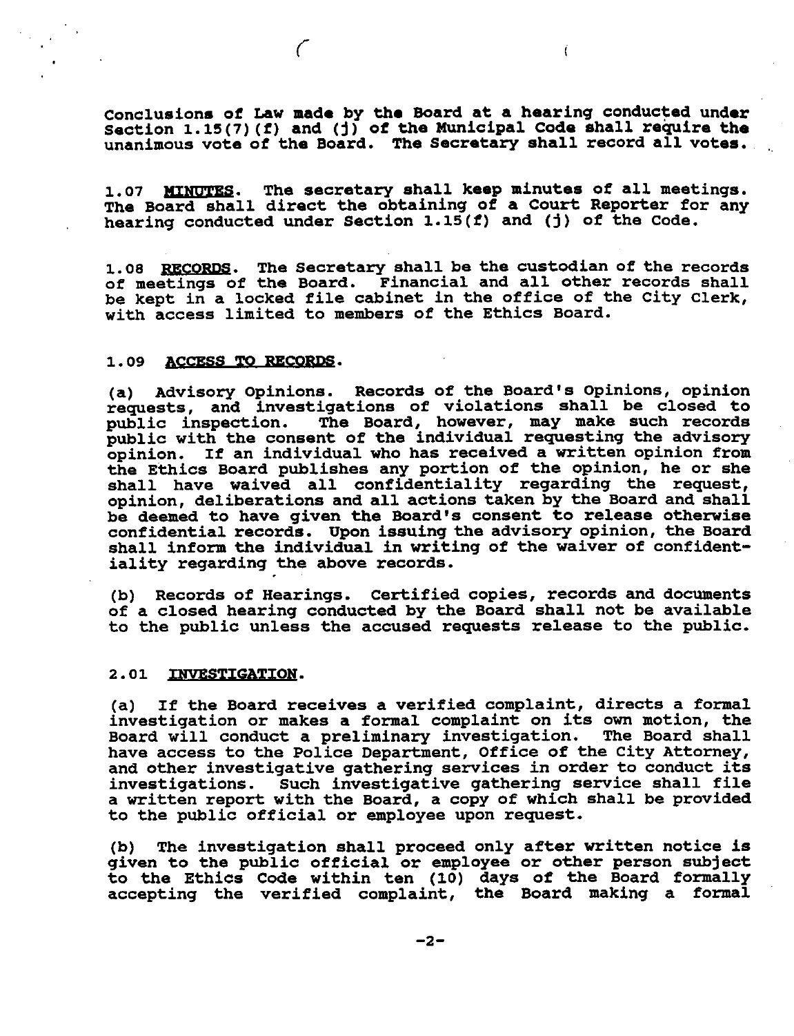Conclusions of Law made by the Board at a hearing conducted under Section 1.15(7)(f) and (j) of the Municipal Code shall require the unanimous vote of the Board. The Secretary shall record all votes.

1.07 MINUTES. The secretary shall keep minutes of all meetings. The Board shall direct the obtaining of a Court Reporter for any hearing conducted under Section 1.15(f) and (j) of the Code.

1.08 RECORDS. The Secretary shall be the custodian of the records of meetings of the Board. Financial and all other records shall be kept in a locked file cabinet in the office of the City Clerk, with access limited to members of the Ethics Board.

1.09 ACCESS TO RECORDS.

(a) Advisory Opinions. Records of the Board's Opinions, opinion requests, and investigations of violations shall be closed to public inspection. The Board, however, may make such records public with the consent of the individual requesting the advisory opinion. If an individual who has received a written opinion from the Ethics Board publishes any portion of the opinion, he or she shall have waived all confidentiality regarding the request, opinion, deliberations and all actions taken by the Board and shall be deemed to have given the Board's consent to release otherwise confidential records. Upon issuing the advisory opinion, the Board shall inform the individual in writing of the waiver of confidentiality regarding the above records.

(b) Records of Hearings. Certified copies, records and documents of a closed hearing conducted by the Board shall not be available to the public unless the accused requests release to the public.

2.01 INVESTIGATION.

(a) If the Board receives a verified complaint, directs a formal investigation or makes a formal complaint on its own motion, the Board will conduct a preliminary investigation. The Board shall have access to the Police Department, Office of the City Attorney, and other investigative gathering services in order to conduct its investigations. Such investigative gathering service shall file a written report with the Board, a copy of which shall be provided to the public official or employee upon request.

(b) The investigation shall proceed only after written notice is given to the public official or employee or other person subject to the Ethics Code within ten (10) days of the Board formally accepting the verified complaint, the Board making a formal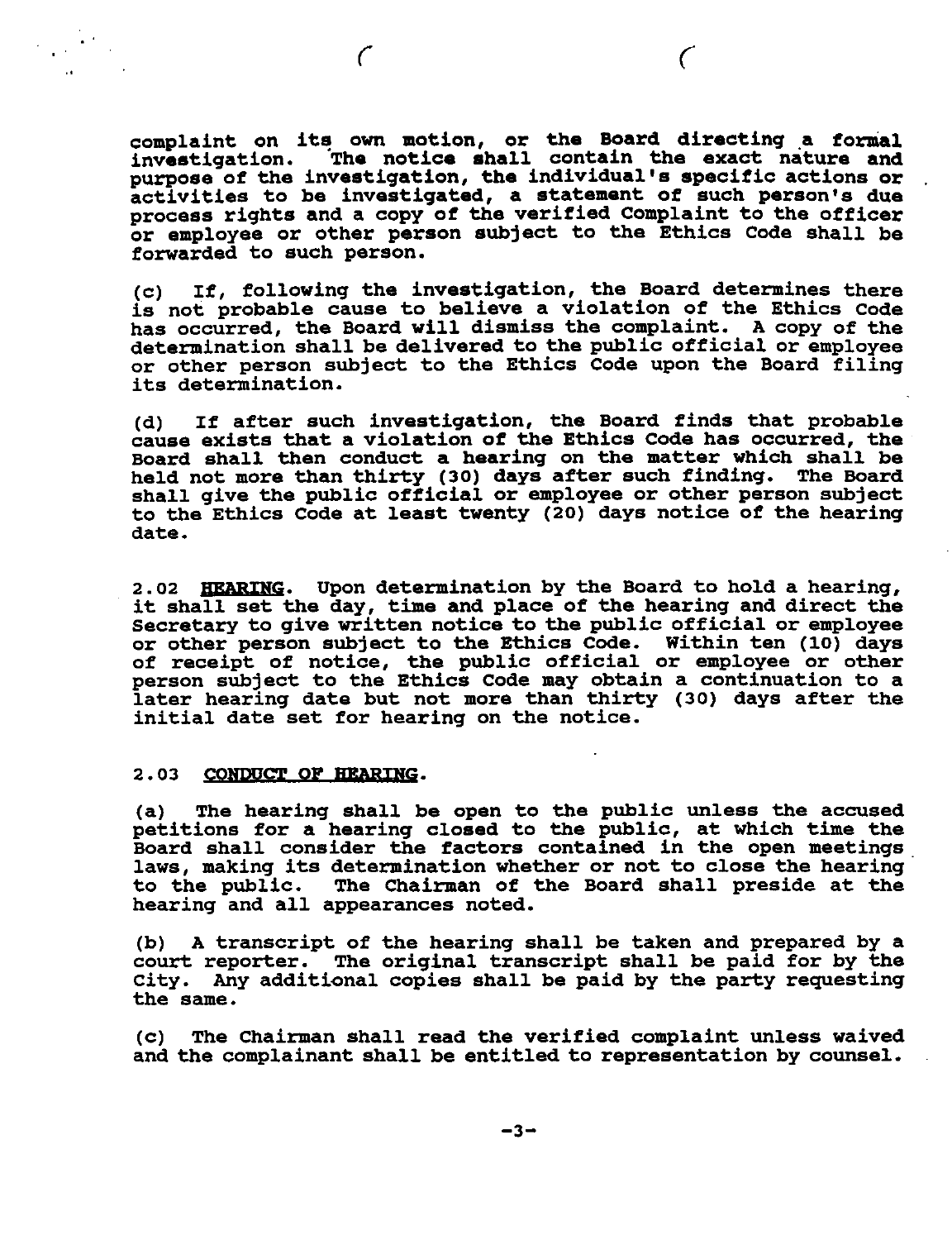complaint on its own motion, or the Board directing a formal investigation. The notice shall contain the exact nature and purpose of the investigation, the individual's specific actions or activities to be investigated, a statement of such person's due process rights and a copy of the verified Complaint to the officer or employee or other person subject to the Ethics Code shall be forwarded to such person.

(c) If, following the investigation, the Board determines there is not probable cause to believe a violation of the Ethics Code has occurred, the Board will dismiss the complaint. A copy of the determination shall be delivered to the public official or employee or other person subject to the Ethics Code upon the Board filing its determination.

(d) If after such investigation, the Board finds that probable cause exists that a violation of the Ethics Code has occurred, the Board shall then conduct a hearing on the matter which shall be held not more than thirty (30) days after such finding. The Board shall give the public official or employee or other person subject to the Ethics Code at least twenty (20) days notice of the hearing date.

2.02 <u>HEARING</u>. Upon determination by the Board to hold a hearing, it shall set the day, time and place of the hearing and direct the Secretary to give written notice to the public official or employee or other person subject to the Ethics Code. Within ten (10) days of receipt of notice, the public official or employee or other person subject to the Ethics Code may obtain a continuation to a later hearing date but not more than thirty (30) days after the initial date set for hearing on the notice.

2.03 <u>CONDUCT OF HEARING</u>.

(a) The hearing shall be open to the public unless the accused petitions for a hearing closed to the public, at which time the Board shall consider the factors contained in the open meetings laws, making its determination whether or not to close the hearing to the public. The Chairman of the Board shall preside at the hearing and all appearances noted.

(b) A transcript of the hearing shall be taken and prepared by a court reporter. The original transcript shall be paid for by the City. Any additional copies shall be paid by the party requesting the same.

(c) The Chairman shall read the verified complaint unless waived and the complainant shall be entitled to representation by counsel.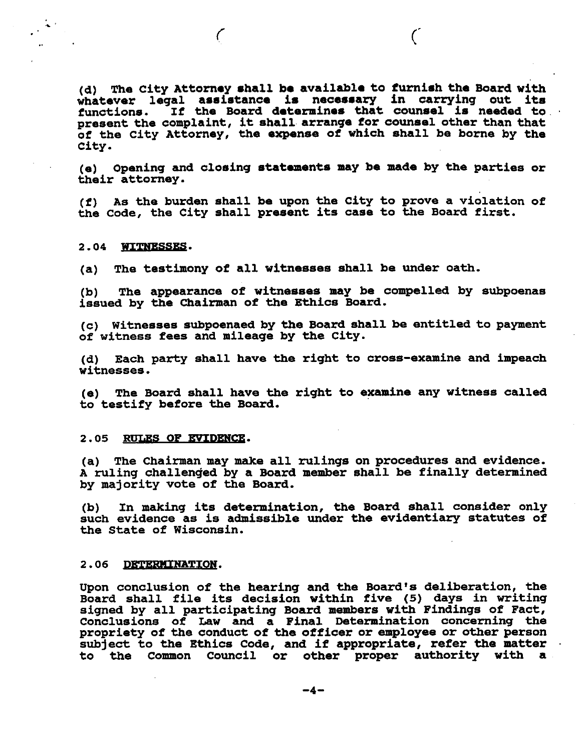(d) The City Attorney shall be available to furnish the Board with whatever legal assistance is necessary in carrying out its functions. If the Board determines that counsel is needed to present the complaint, it shall arrange for counsel other than that of the City Attorney, the expense of which shall be borne by the City.

(e) Opening and closing statements may be made by the parties or their attorney.

(f) As the burden shall be upon the City to prove a violation of the Code, the City shall present its case to the Board first.

2.04 WITNESSES.

(a) The testimony of all witnesses shall be under oath.

(b) The appearance of witnesses may be compelled by subpoenas issued by the Chairman of the Ethics Board.

(c) Witnesses subpoenaed by the Board shall be entitled to payment of witness fees and mileage by the City.

(d) Each party shall have the right to cross-examine and impeach witnesses.

(e) The Board shall have the right to examine any witness called to testify before the Board.

2.05 RULES OF EVIDENCE.

(a) The Chairman may make all rulings on procedures and evidence. A ruling challenged by a Board member shall be finally determined by majority vote of the Board.

(b) In making its determination, the Board shall consider only such evidence as is admissible under the evidentiary statutes of the State of Wisconsin.

2.06 DETERMINATION.

Upon conclusion of the hearing and the Board's deliberation, the Board shall file its decision within five (5) days in writing signed by all participating Board members with Findings of Fact, Conclusions of Law and a Final Determination concerning the propriety of the conduct of the officer or employee or other person subject to the Ethics Code, and if appropriate, refer the matter to the Common Council or other proper authority with a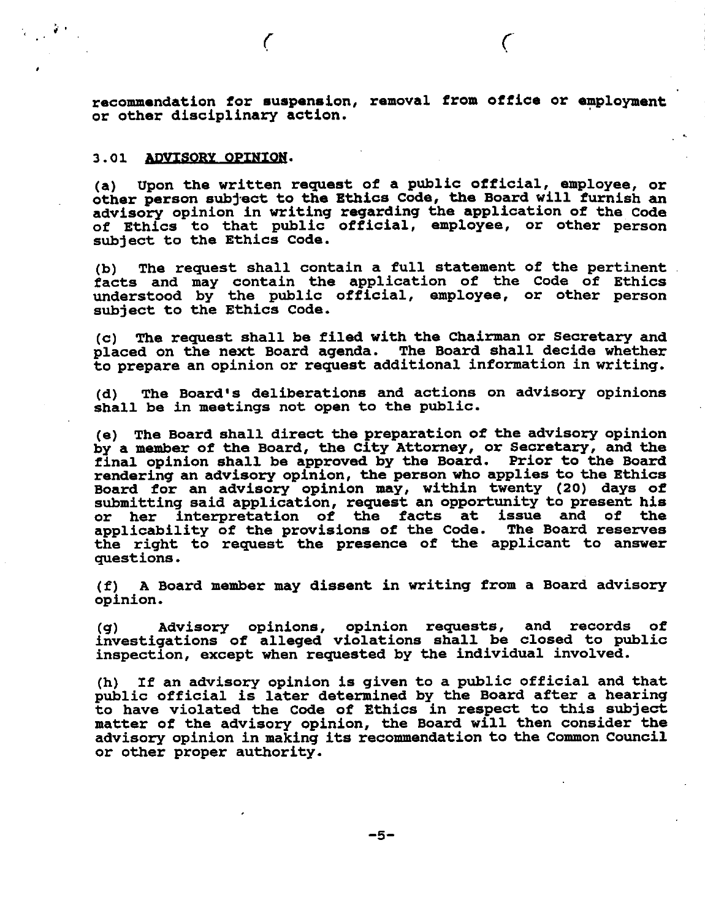recommendation for suspension, removal from office or employment or other disciplinary action.

3.01 <u>ADVISORY OPINION</u>.

(a) Upon the written request of a public official, employee, or other person subject to the Ethics Code, the Board will furnish an advisory opinion in writing regarding the application of the Code of Ethics to that public official, employee, or other person subject to the Ethics Code.

(b) The request shall contain a full statement of the pertinent facts and may contain the application of the Code of Ethics understood by the public official, employee, or other person subject to the Ethics Code.

(c) The request shall be filed with the Chairman or Secretary and placed on the next Board agenda. The Board shall decide whether to prepare an opinion or request additional information in writing.

(d) The Board's deliberations and actions on advisory opinions shall be in meetings not open to the public.

(e) The Board shall direct the preparation of the advisory opinion by a member of the Board, the City Attorney, or Secretary, and the final opinion shall be approved by the Board. Prior to the Board rendering an advisory opinion, the person who applies to the Ethics Board for an advisory opinion may, within twenty (20) days of submitting said application, request an opportunity to present his or her interpretation of the facts at issue and of the applicability of the provisions of the Code. The Board reserves the right to request the presence of the applicant to answer questions.

(f) A Board member may dissent in writing from a Board advisory opinion.

(g) Advisory opinions, opinion requests, and records of investigations of alleged violations shall be closed to public inspection, except when requested by the individual involved.

(h) If an advisory opinion is given to a public official and that public official is later determined by the Board after a hearing to have violated the Code of Ethics in respect to this subject matter of the advisory opinion, the Board will then consider the advisory opinion in making its recommendation to the Common Council or other proper authority.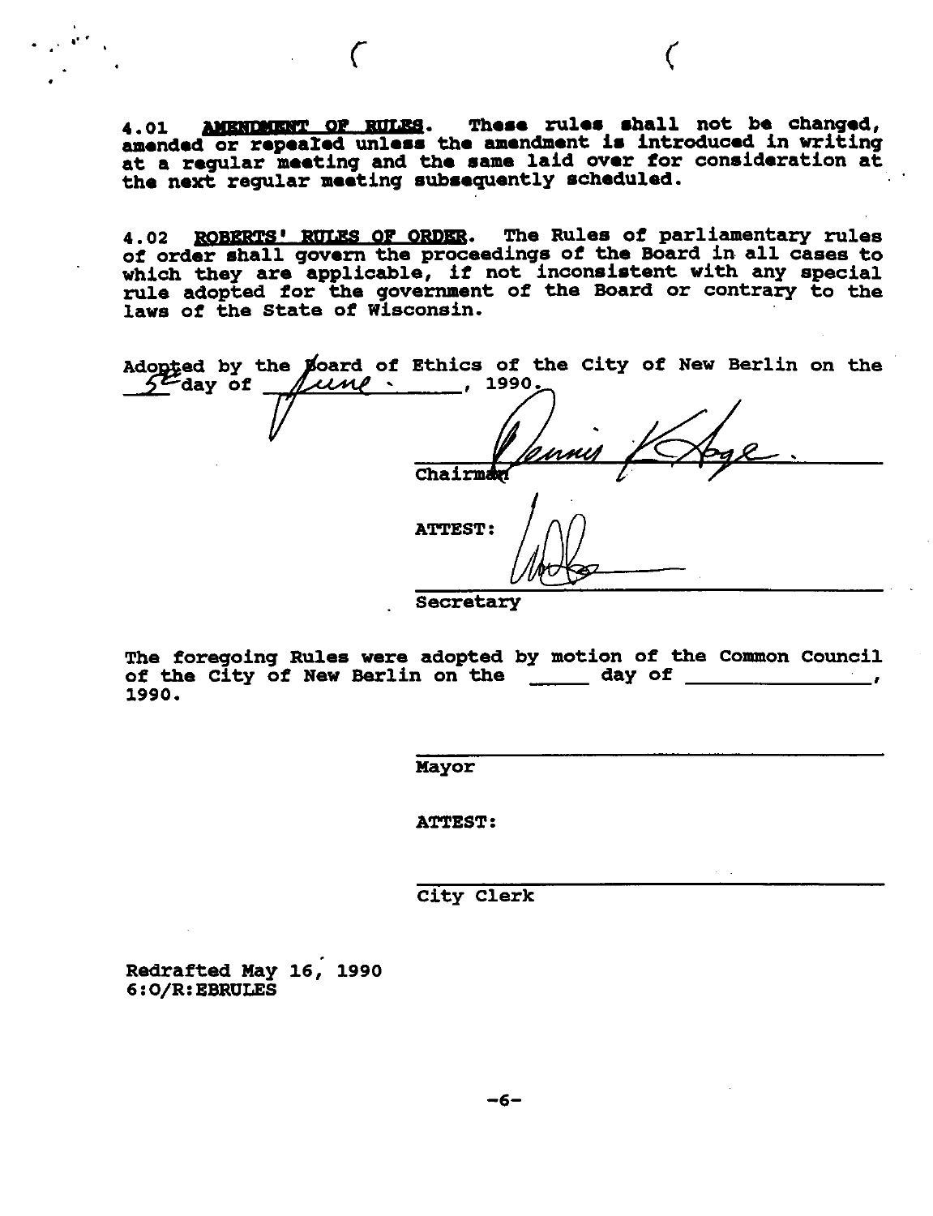4.01 **AMENDMENT OF RULES**. These rules shall not be changed, amended or repealed unless the amendment is introduced in writing at a regular meeting and the same laid over for consideration at the next regular meeting subsequently scheduled.

4.02 **ROBERTS' RULES OF ORDER**. The Rules of parliamentary rules of order shall govern the proceedings of the Board in all cases to which they are applicable, if not inconsistent with any special rule adopted for the government of the Board or contrary to the laws of the State of Wisconsin.

Adopted by the Board of Ethics of the City of New Berlin on the 5th day of June, 1990.

Chairman

ATTEST:

Secretary

The foregoing Rules were adopted by motion of the Common Council of the City of New Berlin on the _____ day of _______________, 1990.

Mayor

ATTEST:

City Clerk

Redrafted May 16, 1990
6:O/R:EBRULES